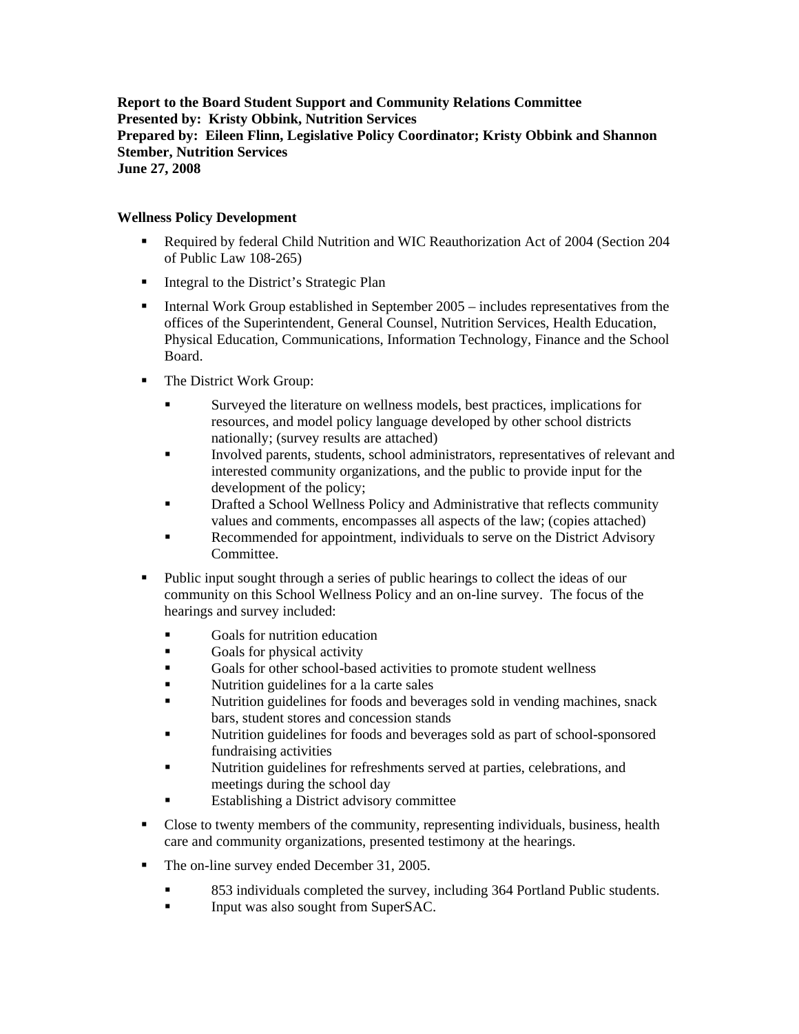**Report to the Board Student Support and Community Relations Committee**
**Presented by: Kristy Obbink, Nutrition Services**
**Prepared by: Eileen Flinn, Legislative Policy Coordinator; Kristy Obbink and Shannon Stember, Nutrition Services**
**June 27, 2008**

**Wellness Policy Development**

- Required by federal Child Nutrition and WIC Reauthorization Act of 2004 (Section 204 of Public Law 108-265)
- Integral to the District's Strategic Plan
- Internal Work Group established in September 2005 – includes representatives from the offices of the Superintendent, General Counsel, Nutrition Services, Health Education, Physical Education, Communications, Information Technology, Finance and the School Board.
- The District Work Group:
  - Surveyed the literature on wellness models, best practices, implications for resources, and model policy language developed by other school districts nationally; (survey results are attached)
  - Involved parents, students, school administrators, representatives of relevant and interested community organizations, and the public to provide input for the development of the policy;
  - Drafted a School Wellness Policy and Administrative that reflects community values and comments, encompasses all aspects of the law; (copies attached)
  - Recommended for appointment, individuals to serve on the District Advisory Committee.
- Public input sought through a series of public hearings to collect the ideas of our community on this School Wellness Policy and an on-line survey. The focus of the hearings and survey included:
  - Goals for nutrition education
  - Goals for physical activity
  - Goals for other school-based activities to promote student wellness
  - Nutrition guidelines for a la carte sales
  - Nutrition guidelines for foods and beverages sold in vending machines, snack bars, student stores and concession stands
  - Nutrition guidelines for foods and beverages sold as part of school-sponsored fundraising activities
  - Nutrition guidelines for refreshments served at parties, celebrations, and meetings during the school day
  - Establishing a District advisory committee
- Close to twenty members of the community, representing individuals, business, health care and community organizations, presented testimony at the hearings.
- The on-line survey ended December 31, 2005.
  - 853 individuals completed the survey, including 364 Portland Public students.
  - Input was also sought from SuperSAC.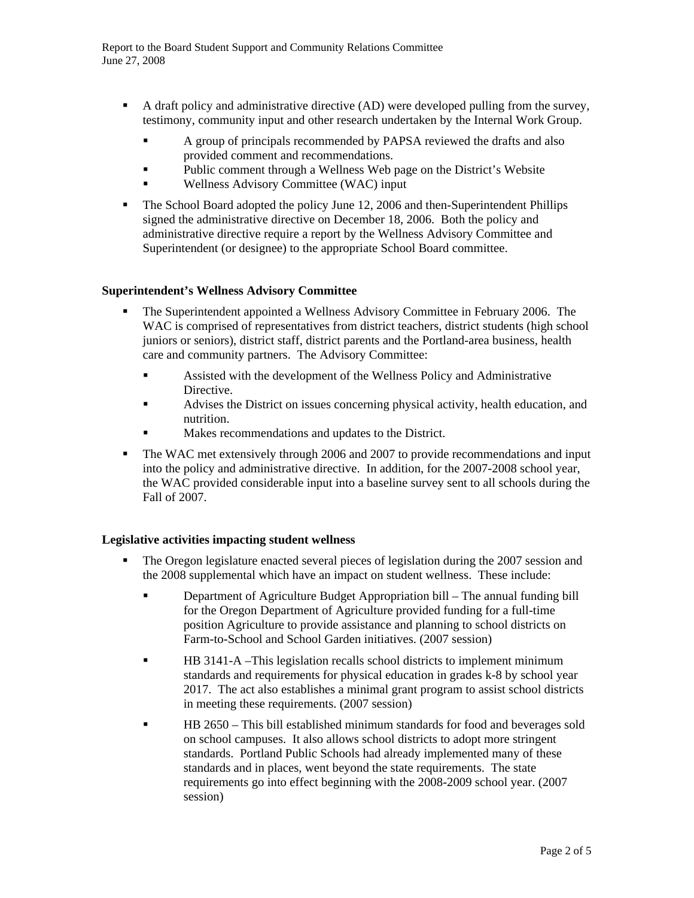- A draft policy and administrative directive (AD) were developed pulling from the survey, testimony, community input and other research undertaken by the Internal Work Group.
  - A group of principals recommended by PAPSA reviewed the drafts and also provided comment and recommendations.
  - Public comment through a Wellness Web page on the District's Website
  - Wellness Advisory Committee (WAC) input
- The School Board adopted the policy June 12, 2006 and then-Superintendent Phillips signed the administrative directive on December 18, 2006. Both the policy and administrative directive require a report by the Wellness Advisory Committee and Superintendent (or designee) to the appropriate School Board committee.

**Superintendent's Wellness Advisory Committee**

- The Superintendent appointed a Wellness Advisory Committee in February 2006. The WAC is comprised of representatives from district teachers, district students (high school juniors or seniors), district staff, district parents and the Portland-area business, health care and community partners. The Advisory Committee:
  - Assisted with the development of the Wellness Policy and Administrative Directive.
  - Advises the District on issues concerning physical activity, health education, and nutrition.
  - Makes recommendations and updates to the District.
- The WAC met extensively through 2006 and 2007 to provide recommendations and input into the policy and administrative directive. In addition, for the 2007-2008 school year, the WAC provided considerable input into a baseline survey sent to all schools during the Fall of 2007.

**Legislative activities impacting student wellness**

- The Oregon legislature enacted several pieces of legislation during the 2007 session and the 2008 supplemental which have an impact on student wellness. These include:
  - Department of Agriculture Budget Appropriation bill – The annual funding bill for the Oregon Department of Agriculture provided funding for a full-time position Agriculture to provide assistance and planning to school districts on Farm-to-School and School Garden initiatives. (2007 session)
  - HB 3141-A –This legislation recalls school districts to implement minimum standards and requirements for physical education in grades k-8 by school year 2017. The act also establishes a minimal grant program to assist school districts in meeting these requirements. (2007 session)
  - HB 2650 – This bill established minimum standards for food and beverages sold on school campuses. It also allows school districts to adopt more stringent standards. Portland Public Schools had already implemented many of these standards and in places, went beyond the state requirements. The state requirements go into effect beginning with the 2008-2009 school year. (2007 session)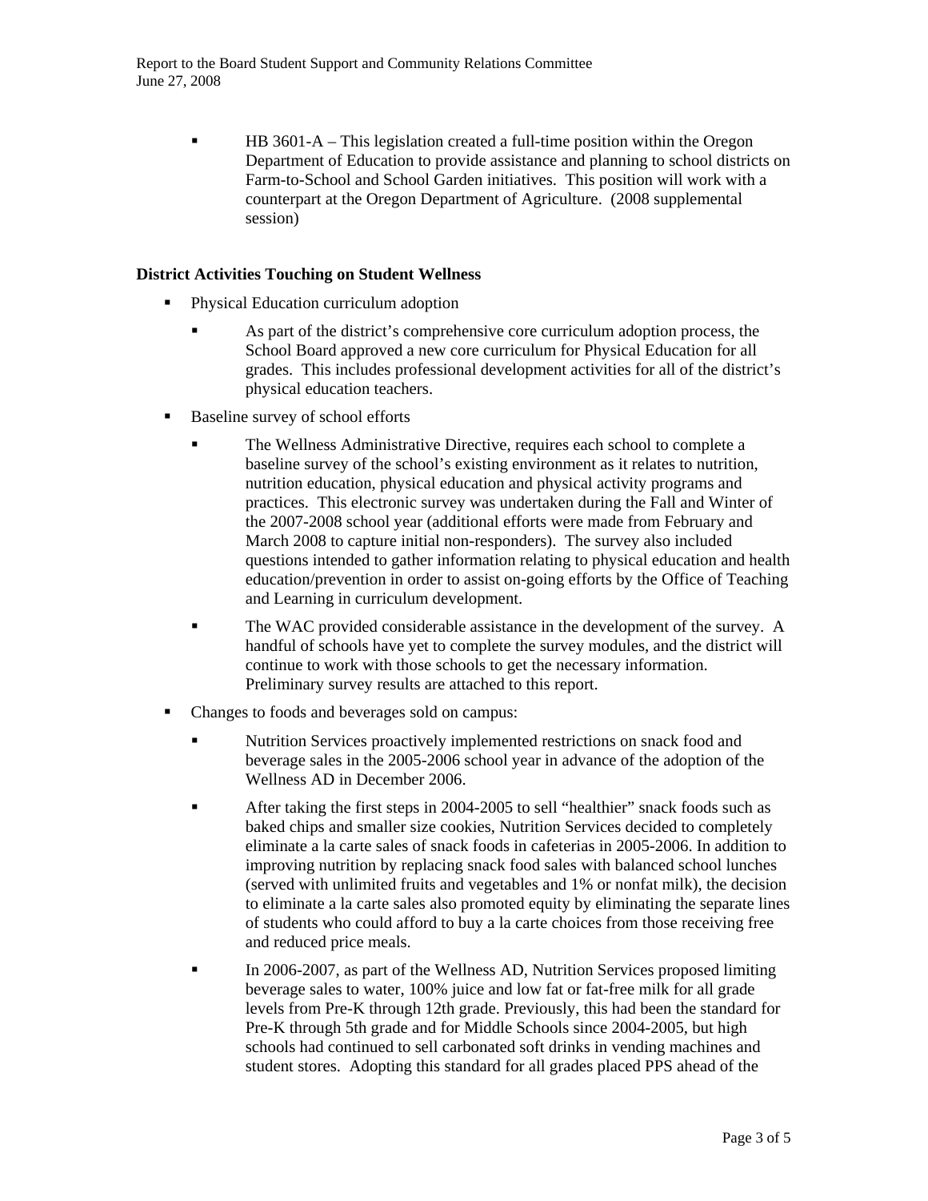- HB 3601-A – This legislation created a full-time position within the Oregon Department of Education to provide assistance and planning to school districts on Farm-to-School and School Garden initiatives. This position will work with a counterpart at the Oregon Department of Agriculture. (2008 supplemental session)

**District Activities Touching on Student Wellness**

- Physical Education curriculum adoption
  - As part of the district's comprehensive core curriculum adoption process, the School Board approved a new core curriculum for Physical Education for all grades. This includes professional development activities for all of the district's physical education teachers.
- Baseline survey of school efforts
  - The Wellness Administrative Directive, requires each school to complete a baseline survey of the school's existing environment as it relates to nutrition, nutrition education, physical education and physical activity programs and practices. This electronic survey was undertaken during the Fall and Winter of the 2007-2008 school year (additional efforts were made from February and March 2008 to capture initial non-responders). The survey also included questions intended to gather information relating to physical education and health education/prevention in order to assist on-going efforts by the Office of Teaching and Learning in curriculum development.
  - The WAC provided considerable assistance in the development of the survey. A handful of schools have yet to complete the survey modules, and the district will continue to work with those schools to get the necessary information. Preliminary survey results are attached to this report.
- Changes to foods and beverages sold on campus:
  - Nutrition Services proactively implemented restrictions on snack food and beverage sales in the 2005-2006 school year in advance of the adoption of the Wellness AD in December 2006.
  - After taking the first steps in 2004-2005 to sell "healthier" snack foods such as baked chips and smaller size cookies, Nutrition Services decided to completely eliminate a la carte sales of snack foods in cafeterias in 2005-2006. In addition to improving nutrition by replacing snack food sales with balanced school lunches (served with unlimited fruits and vegetables and 1% or nonfat milk), the decision to eliminate a la carte sales also promoted equity by eliminating the separate lines of students who could afford to buy a la carte choices from those receiving free and reduced price meals.
  - In 2006-2007, as part of the Wellness AD, Nutrition Services proposed limiting beverage sales to water, 100% juice and low fat or fat-free milk for all grade levels from Pre-K through 12th grade. Previously, this had been the standard for Pre-K through 5th grade and for Middle Schools since 2004-2005, but high schools had continued to sell carbonated soft drinks in vending machines and student stores. Adopting this standard for all grades placed PPS ahead of the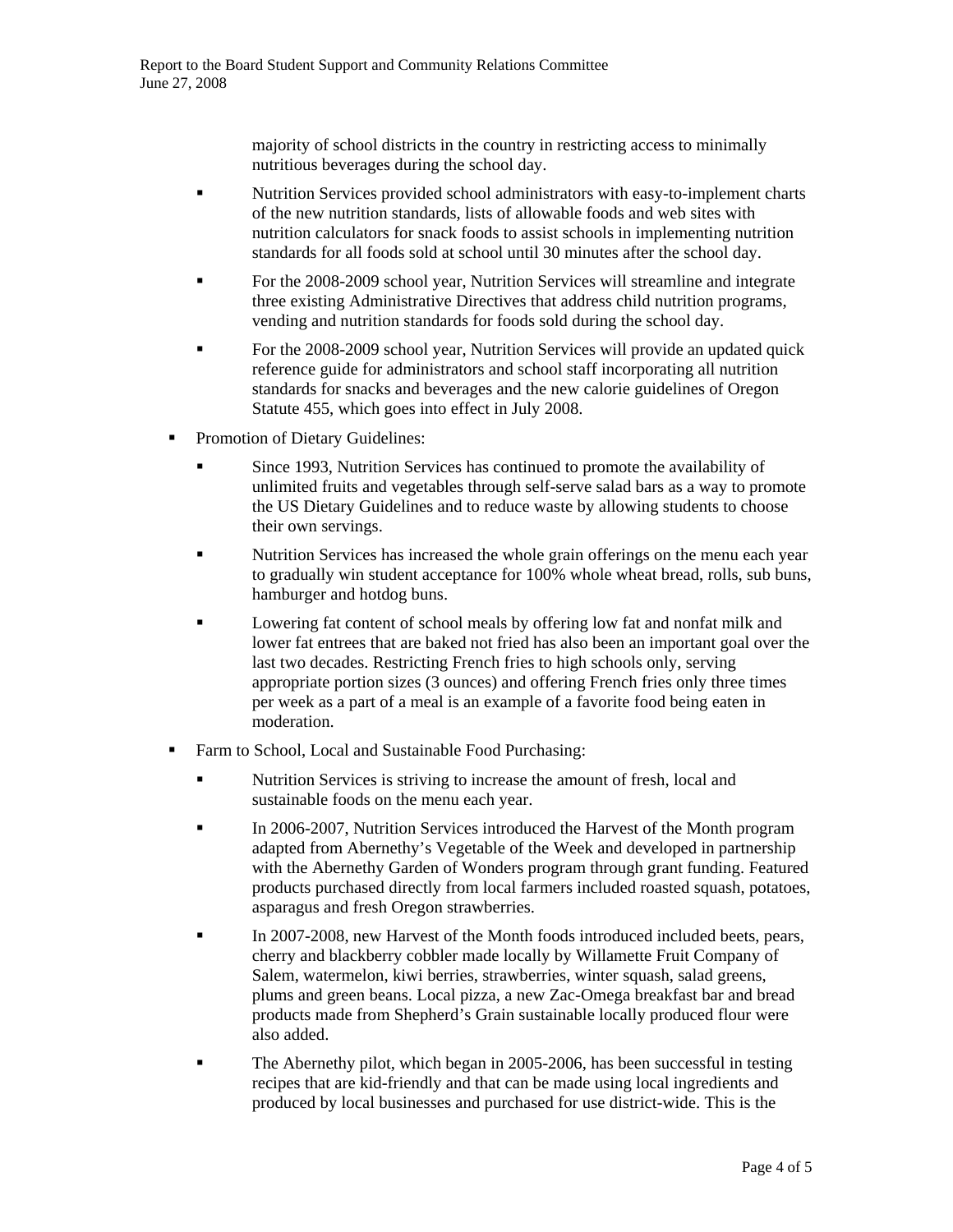majority of school districts in the country in restricting access to minimally nutritious beverages during the school day.

  - Nutrition Services provided school administrators with easy-to-implement charts of the new nutrition standards, lists of allowable foods and web sites with nutrition calculators for snack foods to assist schools in implementing nutrition standards for all foods sold at school until 30 minutes after the school day.
  - For the 2008-2009 school year, Nutrition Services will streamline and integrate three existing Administrative Directives that address child nutrition programs, vending and nutrition standards for foods sold during the school day.
  - For the 2008-2009 school year, Nutrition Services will provide an updated quick reference guide for administrators and school staff incorporating all nutrition standards for snacks and beverages and the new calorie guidelines of Oregon Statute 455, which goes into effect in July 2008.

- Promotion of Dietary Guidelines:
  - Since 1993, Nutrition Services has continued to promote the availability of unlimited fruits and vegetables through self-serve salad bars as a way to promote the US Dietary Guidelines and to reduce waste by allowing students to choose their own servings.
  - Nutrition Services has increased the whole grain offerings on the menu each year to gradually win student acceptance for 100% whole wheat bread, rolls, sub buns, hamburger and hotdog buns.
  - Lowering fat content of school meals by offering low fat and nonfat milk and lower fat entrees that are baked not fried has also been an important goal over the last two decades. Restricting French fries to high schools only, serving appropriate portion sizes (3 ounces) and offering French fries only three times per week as a part of a meal is an example of a favorite food being eaten in moderation.
- Farm to School, Local and Sustainable Food Purchasing:
  - Nutrition Services is striving to increase the amount of fresh, local and sustainable foods on the menu each year.
  - In 2006-2007, Nutrition Services introduced the Harvest of the Month program adapted from Abernethy's Vegetable of the Week and developed in partnership with the Abernethy Garden of Wonders program through grant funding. Featured products purchased directly from local farmers included roasted squash, potatoes, asparagus and fresh Oregon strawberries.
  - In 2007-2008, new Harvest of the Month foods introduced included beets, pears, cherry and blackberry cobbler made locally by Willamette Fruit Company of Salem, watermelon, kiwi berries, strawberries, winter squash, salad greens, plums and green beans. Local pizza, a new Zac-Omega breakfast bar and bread products made from Shepherd's Grain sustainable locally produced flour were also added.
  - The Abernethy pilot, which began in 2005-2006, has been successful in testing recipes that are kid-friendly and that can be made using local ingredients and produced by local businesses and purchased for use district-wide. This is the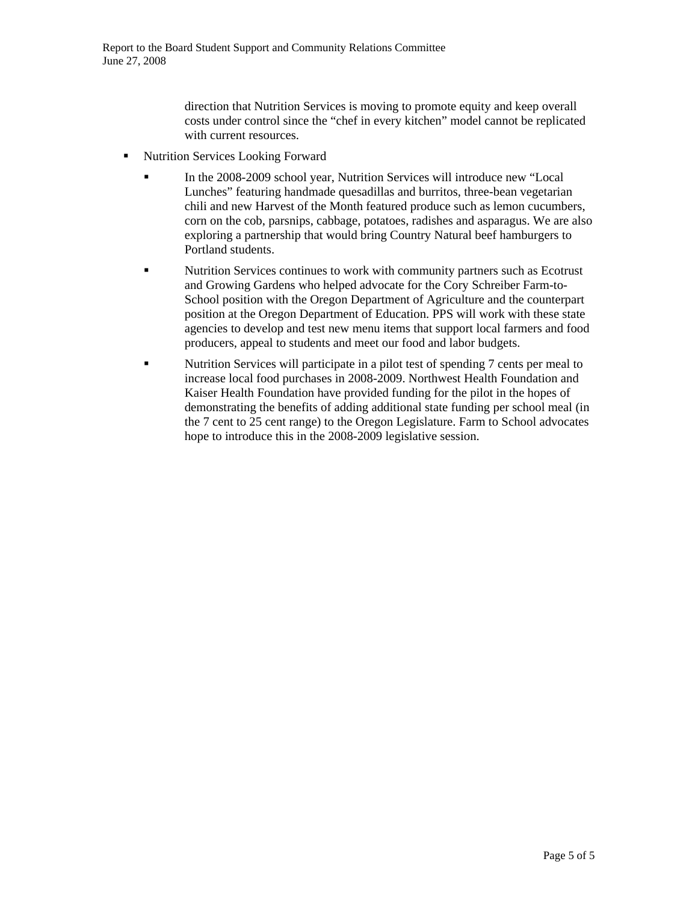direction that Nutrition Services is moving to promote equity and keep overall costs under control since the "chef in every kitchen" model cannot be replicated with current resources.

- Nutrition Services Looking Forward
  - In the 2008-2009 school year, Nutrition Services will introduce new "Local Lunches" featuring handmade quesadillas and burritos, three-bean vegetarian chili and new Harvest of the Month featured produce such as lemon cucumbers, corn on the cob, parsnips, cabbage, potatoes, radishes and asparagus. We are also exploring a partnership that would bring Country Natural beef hamburgers to Portland students.
  - Nutrition Services continues to work with community partners such as Ecotrust and Growing Gardens who helped advocate for the Cory Schreiber Farm-to-School position with the Oregon Department of Agriculture and the counterpart position at the Oregon Department of Education. PPS will work with these state agencies to develop and test new menu items that support local farmers and food producers, appeal to students and meet our food and labor budgets.
  - Nutrition Services will participate in a pilot test of spending 7 cents per meal to increase local food purchases in 2008-2009. Northwest Health Foundation and Kaiser Health Foundation have provided funding for the pilot in the hopes of demonstrating the benefits of adding additional state funding per school meal (in the 7 cent to 25 cent range) to the Oregon Legislature. Farm to School advocates hope to introduce this in the 2008-2009 legislative session.